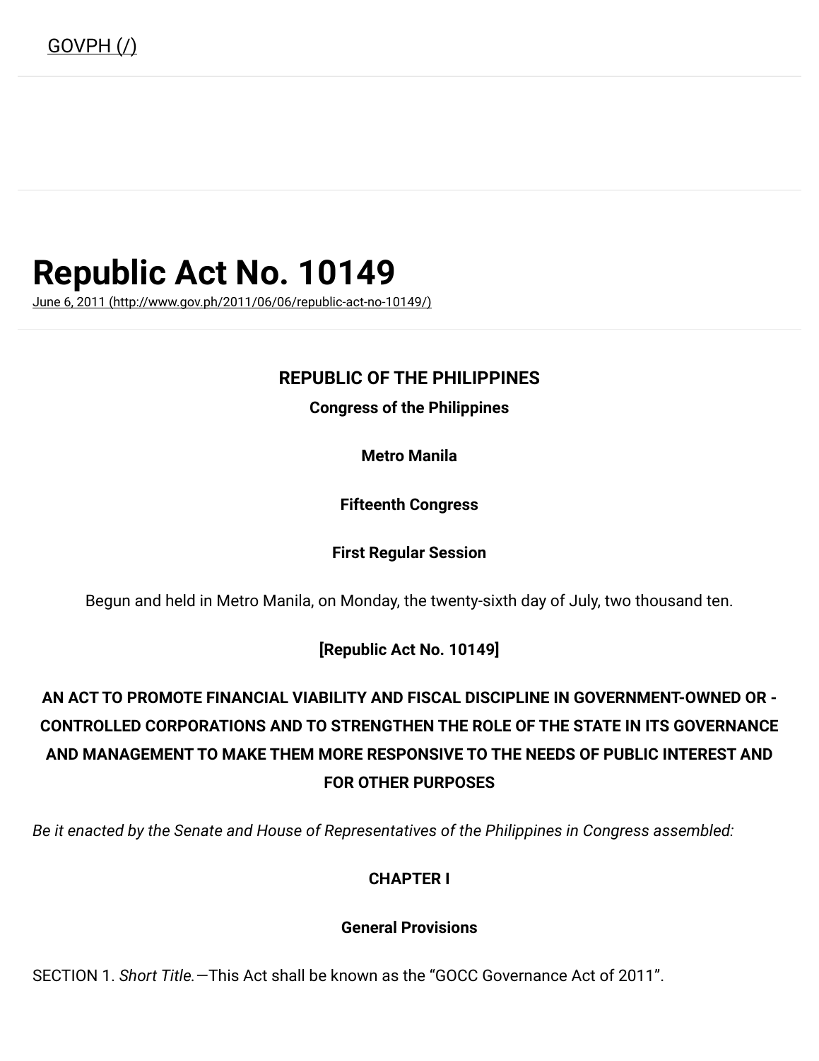GOVPH (/)

# Republic Act No. 10149

June 6, 2011 (http://www.gov.ph/2011/06/06/republic-act-no-10149/)

**REPUBLIC OF THE PHILIPPINES**

**Congress of the Philippines**

**Metro Manila**

**Fifteenth Congress**

**First Regular Session**

Begun and held in Metro Manila, on Monday, the twenty-sixth day of July, two thousand ten.

**[Republic Act No. 10149]**

**AN ACT TO PROMOTE FINANCIAL VIABILITY AND FISCAL DISCIPLINE IN GOVERNMENT-OWNED OR -CONTROLLED CORPORATIONS AND TO STRENGTHEN THE ROLE OF THE STATE IN ITS GOVERNANCE AND MANAGEMENT TO MAKE THEM MORE RESPONSIVE TO THE NEEDS OF PUBLIC INTEREST AND FOR OTHER PURPOSES**

*Be it enacted by the Senate and House of Representatives of the Philippines in Congress assembled:*

**CHAPTER I**

**General Provisions**

SECTION 1. *Short Title.*—This Act shall be known as the "GOCC Governance Act of 2011".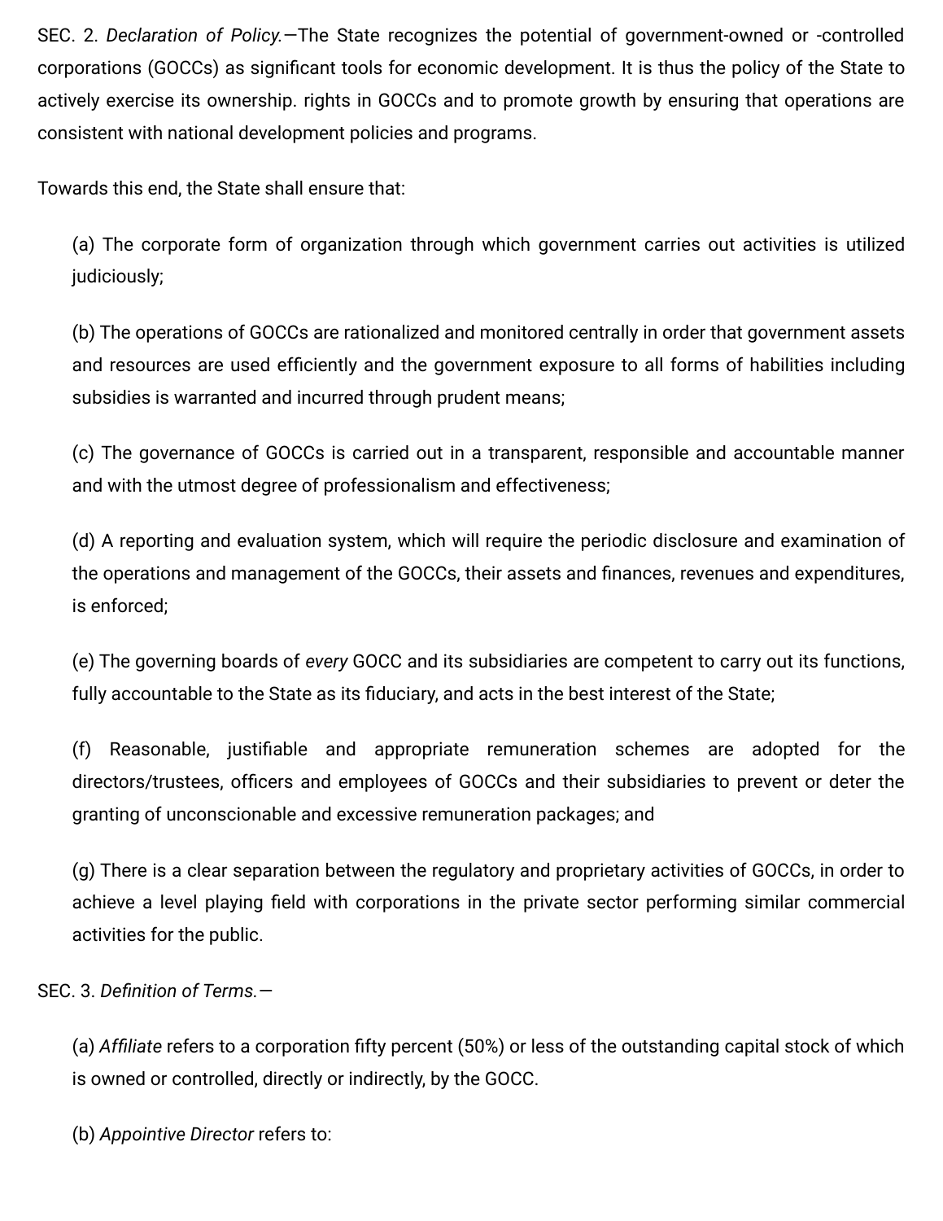SEC. 2. *Declaration of Policy.*—The State recognizes the potential of government-owned or -controlled corporations (GOCCs) as significant tools for economic development. It is thus the policy of the State to actively exercise its ownership. rights in GOCCs and to promote growth by ensuring that operations are consistent with national development policies and programs.

Towards this end, the State shall ensure that:

(a) The corporate form of organization through which government carries out activities is utilized judiciously;

(b) The operations of GOCCs are rationalized and monitored centrally in order that government assets and resources are used efficiently and the government exposure to all forms of habilities including subsidies is warranted and incurred through prudent means;

(c) The governance of GOCCs is carried out in a transparent, responsible and accountable manner and with the utmost degree of professionalism and effectiveness;

(d) A reporting and evaluation system, which will require the periodic disclosure and examination of the operations and management of the GOCCs, their assets and finances, revenues and expenditures, is enforced;

(e) The governing boards of *every* GOCC and its subsidiaries are competent to carry out its functions, fully accountable to the State as its fiduciary, and acts in the best interest of the State;

(f) Reasonable, justifiable and appropriate remuneration schemes are adopted for the directors/trustees, officers and employees of GOCCs and their subsidiaries to prevent or deter the granting of unconscionable and excessive remuneration packages; and

(g) There is a clear separation between the regulatory and proprietary activities of GOCCs, in order to achieve a level playing field with corporations in the private sector performing similar commercial activities for the public.

SEC. 3. *Definition of Terms.*—

(a) *Affiliate* refers to a corporation fifty percent (50%) or less of the outstanding capital stock of which is owned or controlled, directly or indirectly, by the GOCC.

(b) *Appointive Director* refers to: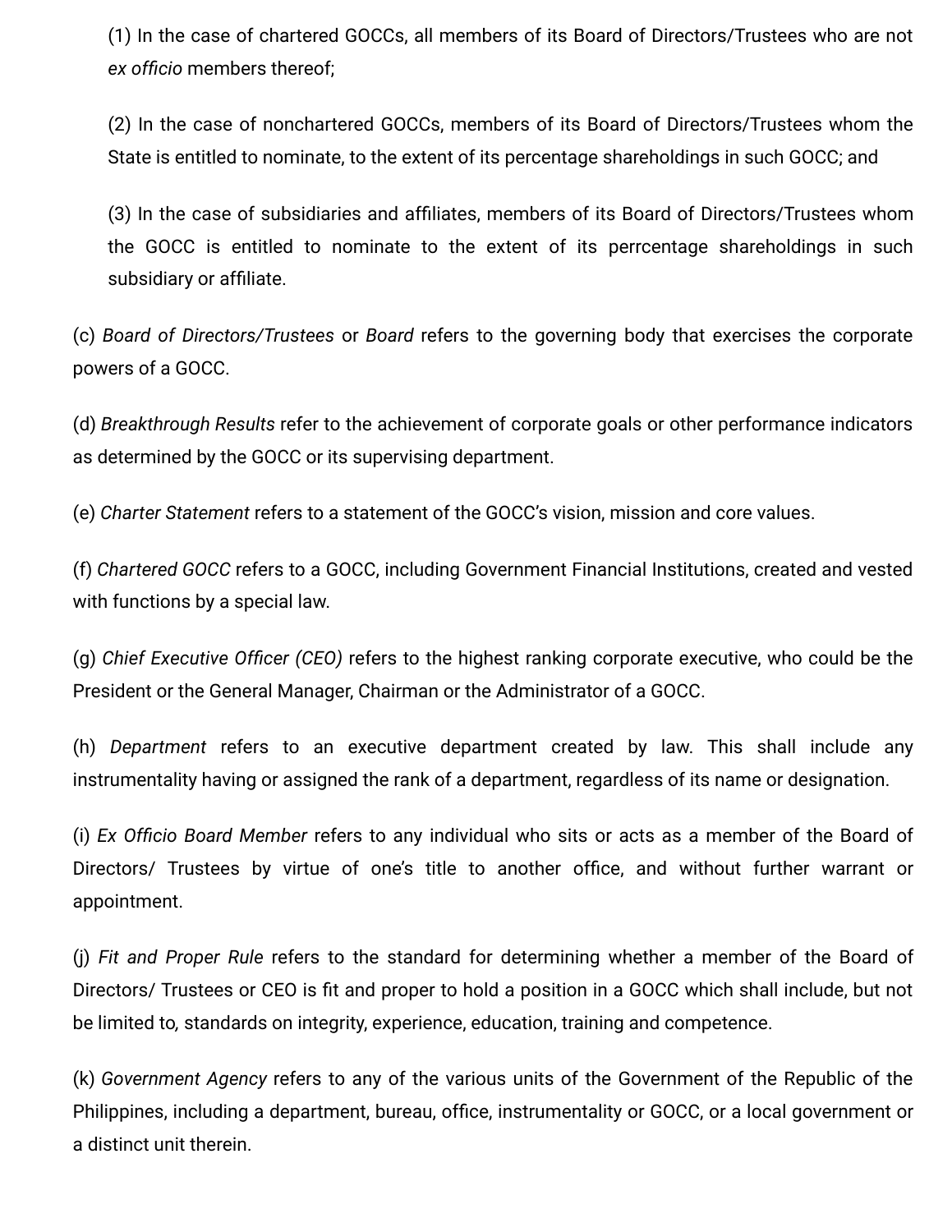(1) In the case of chartered GOCCs, all members of its Board of Directors/Trustees who are not *ex officio* members thereof;

(2) In the case of nonchartered GOCCs, members of its Board of Directors/Trustees whom the State is entitled to nominate, to the extent of its percentage shareholdings in such GOCC; and

(3) In the case of subsidiaries and affiliates, members of its Board of Directors/Trustees whom the GOCC is entitled to nominate to the extent of its perrcentage shareholdings in such subsidiary or affiliate.

(c) *Board of Directors/Trustees* or *Board* refers to the governing body that exercises the corporate powers of a GOCC.

(d) *Breakthrough Results* refer to the achievement of corporate goals or other performance indicators as determined by the GOCC or its supervising department.

(e) *Charter Statement* refers to a statement of the GOCC's vision, mission and core values.

(f) *Chartered GOCC* refers to a GOCC, including Government Financial Institutions, created and vested with functions by a special law.

(g) *Chief Executive Officer (CEO)* refers to the highest ranking corporate executive, who could be the President or the General Manager, Chairman or the Administrator of a GOCC.

(h) *Department* refers to an executive department created by law. This shall include any instrumentality having or assigned the rank of a department, regardless of its name or designation.

(i) *Ex Officio Board Member* refers to any individual who sits or acts as a member of the Board of Directors/ Trustees by virtue of one's title to another office, and without further warrant or appointment.

(j) *Fit and Proper Rule* refers to the standard for determining whether a member of the Board of Directors/ Trustees or CEO is fit and proper to hold a position in a GOCC which shall include, but not be limited to, standards on integrity, experience, education, training and competence.

(k) *Government Agency* refers to any of the various units of the Government of the Republic of the Philippines, including a department, bureau, office, instrumentality or GOCC, or a local government or a distinct unit therein.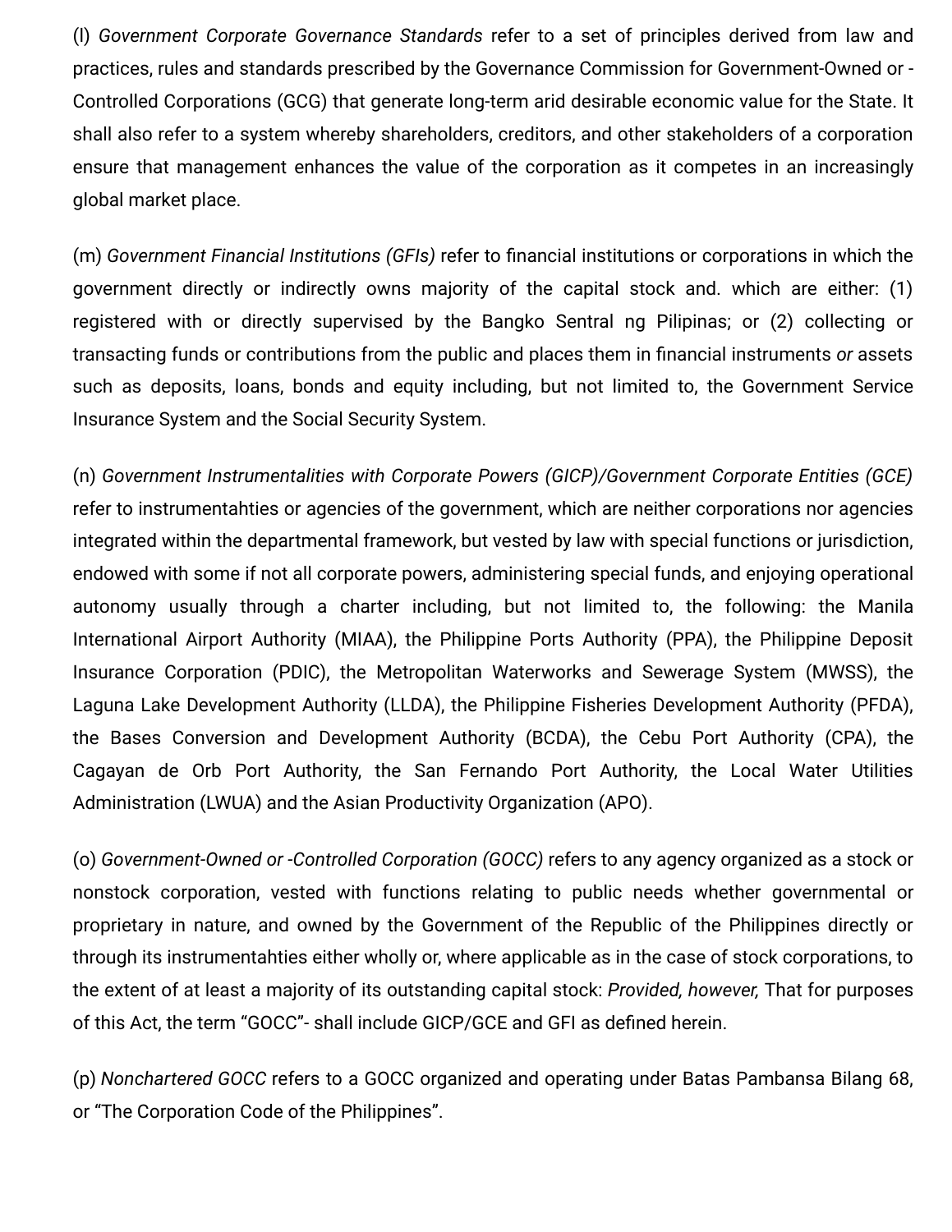(l) *Government Corporate Governance Standards* refer to a set of principles derived from law and practices, rules and standards prescribed by the Governance Commission for Government-Owned or -Controlled Corporations (GCG) that generate long-term arid desirable economic value for the State. It shall also refer to a system whereby shareholders, creditors, and other stakeholders of a corporation ensure that management enhances the value of the corporation as it competes in an increasingly global market place.

(m) *Government Financial Institutions (GFIs)* refer to financial institutions or corporations in which the government directly or indirectly owns majority of the capital stock and. which are either: (1) registered with or directly supervised by the Bangko Sentral ng Pilipinas; or (2) collecting or transacting funds or contributions from the public and places them in financial instruments *or* assets such as deposits, loans, bonds and equity including, but not limited to, the Government Service Insurance System and the Social Security System.

(n) *Government Instrumentalities with Corporate Powers (GICP)/Government Corporate Entities (GCE)* refer to instrumentahties or agencies of the government, which are neither corporations nor agencies integrated within the departmental framework, but vested by law with special functions or jurisdiction, endowed with some if not all corporate powers, administering special funds, and enjoying operational autonomy usually through a charter including, but not limited to, the following: the Manila International Airport Authority (MIAA), the Philippine Ports Authority (PPA), the Philippine Deposit Insurance Corporation (PDIC), the Metropolitan Waterworks and Sewerage System (MWSS), the Laguna Lake Development Authority (LLDA), the Philippine Fisheries Development Authority (PFDA), the Bases Conversion and Development Authority (BCDA), the Cebu Port Authority (CPA), the Cagayan de Orb Port Authority, the San Fernando Port Authority, the Local Water Utilities Administration (LWUA) and the Asian Productivity Organization (APO).

(o) *Government-Owned or -Controlled Corporation (GOCC)* refers to any agency organized as a stock or nonstock corporation, vested with functions relating to public needs whether governmental or proprietary in nature, and owned by the Government of the Republic of the Philippines directly or through its instrumentahties either wholly or, where applicable as in the case of stock corporations, to the extent of at least a majority of its outstanding capital stock: *Provided, however,* That for purposes of this Act, the term "GOCC"- shall include GICP/GCE and GFI as defined herein.

(p) *Nonchartered GOCC* refers to a GOCC organized and operating under Batas Pambansa Bilang 68, or "The Corporation Code of the Philippines".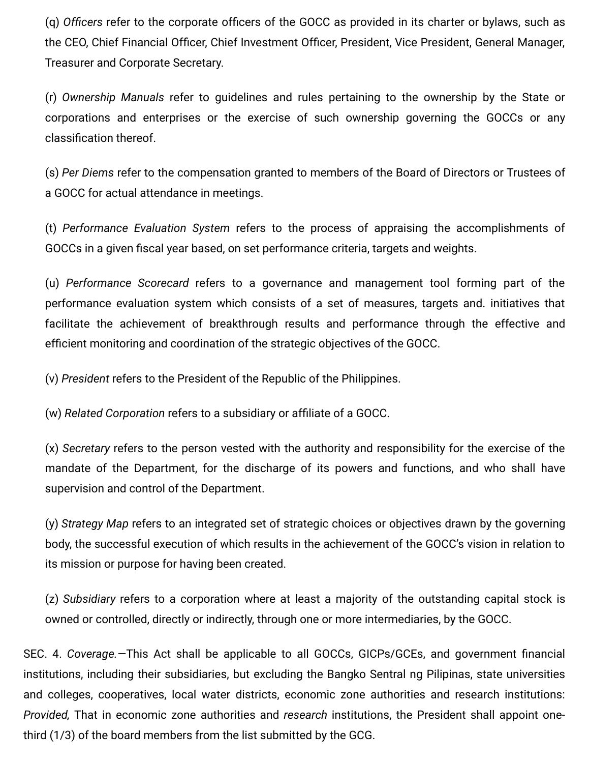(q) *Officers* refer to the corporate officers of the GOCC as provided in its charter or bylaws, such as the CEO, Chief Financial Officer, Chief Investment Officer, President, Vice President, General Manager, Treasurer and Corporate Secretary.

(r) *Ownership Manuals* refer to guidelines and rules pertaining to the ownership by the State or corporations and enterprises or the exercise of such ownership governing the GOCCs or any classification thereof.

(s) *Per Diems* refer to the compensation granted to members of the Board of Directors or Trustees of a GOCC for actual attendance in meetings.

(t) *Performance Evaluation System* refers to the process of appraising the accomplishments of GOCCs in a given fiscal year based, on set performance criteria, targets and weights.

(u) *Performance Scorecard* refers to a governance and management tool forming part of the performance evaluation system which consists of a set of measures, targets and. initiatives that facilitate the achievement of breakthrough results and performance through the effective and efficient monitoring and coordination of the strategic objectives of the GOCC.

(v) *President* refers to the President of the Republic of the Philippines.

(w) *Related Corporation* refers to a subsidiary or affiliate of a GOCC.

(x) *Secretary* refers to the person vested with the authority and responsibility for the exercise of the mandate of the Department, for the discharge of its powers and functions, and who shall have supervision and control of the Department.

(y) *Strategy Map* refers to an integrated set of strategic choices or objectives drawn by the governing body, the successful execution of which results in the achievement of the GOCC's vision in relation to its mission or purpose for having been created.

(z) *Subsidiary* refers to a corporation where at least a majority of the outstanding capital stock is owned or controlled, directly or indirectly, through one or more intermediaries, by the GOCC.

SEC. 4. *Coverage.*—This Act shall be applicable to all GOCCs, GICPs/GCEs, and government financial institutions, including their subsidiaries, but excluding the Bangko Sentral ng Pilipinas, state universities and colleges, cooperatives, local water districts, economic zone authorities and research institutions: *Provided,* That in economic zone authorities and *research* institutions, the President shall appoint one-third (1/3) of the board members from the list submitted by the GCG.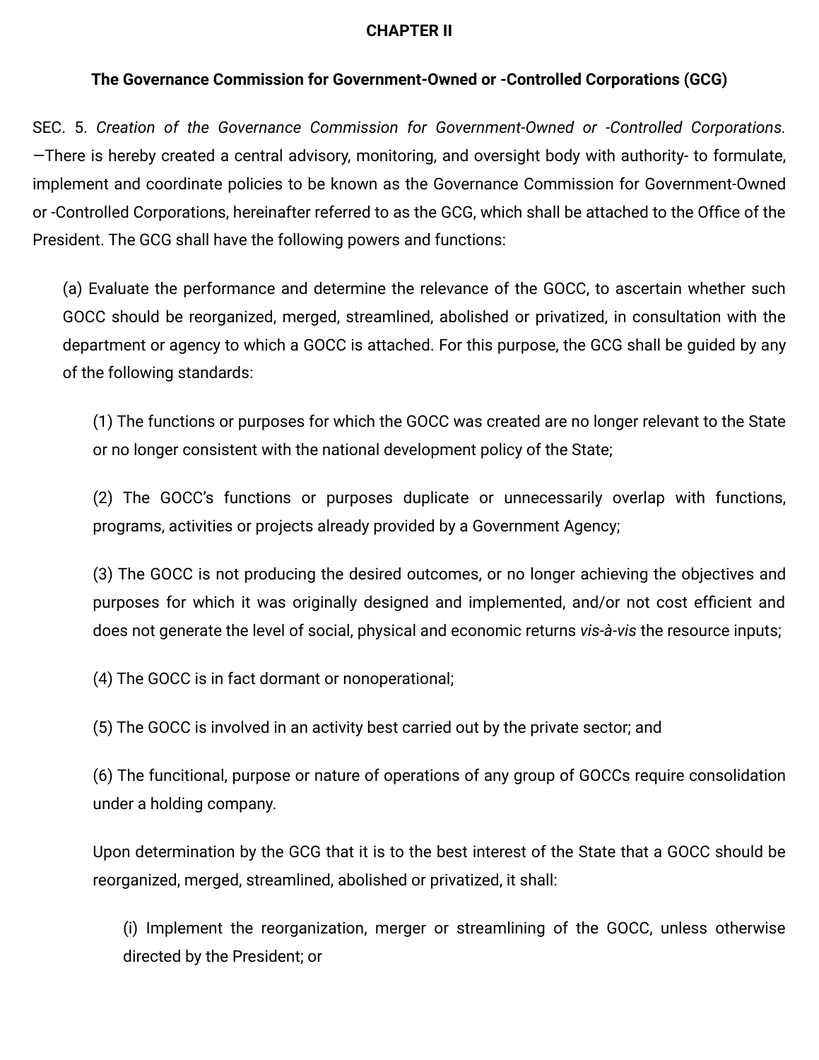## CHAPTER II

### The Governance Commission for Government-Owned or -Controlled Corporations (GCG)

SEC. 5. *Creation of the Governance Commission for Government-Owned or -Controlled Corporations*. —There is hereby created a central advisory, monitoring, and oversight body with authority- to formulate, implement and coordinate policies to be known as the Governance Commission for Government-Owned or -Controlled Corporations, hereinafter referred to as the GCG, which shall be attached to the Office of the President. The GCG shall have the following powers and functions:

(a) Evaluate the performance and determine the relevance of the GOCC, to ascertain whether such GOCC should be reorganized, merged, streamlined, abolished or privatized, in consultation with the department or agency to which a GOCC is attached. For this purpose, the GCG shall be guided by any of the following standards:

(1) The functions or purposes for which the GOCC was created are no longer relevant to the State or no longer consistent with the national development policy of the State;

(2) The GOCC's functions or purposes duplicate or unnecessarily overlap with functions, programs, activities or projects already provided by a Government Agency;

(3) The GOCC is not producing the desired outcomes, or no longer achieving the objectives and purposes for which it was originally designed and implemented, and/or not cost efficient and does not generate the level of social, physical and economic returns *vis-à-vis* the resource inputs;

(4) The GOCC is in fact dormant or nonoperational;

(5) The GOCC is involved in an activity best carried out by the private sector; and

(6) The funcitional, purpose or nature of operations of any group of GOCCs require consolidation under a holding company.

Upon determination by the GCG that it is to the best interest of the State that a GOCC should be reorganized, merged, streamlined, abolished or privatized, it shall:

(i) Implement the reorganization, merger or streamlining of the GOCC, unless otherwise directed by the President; or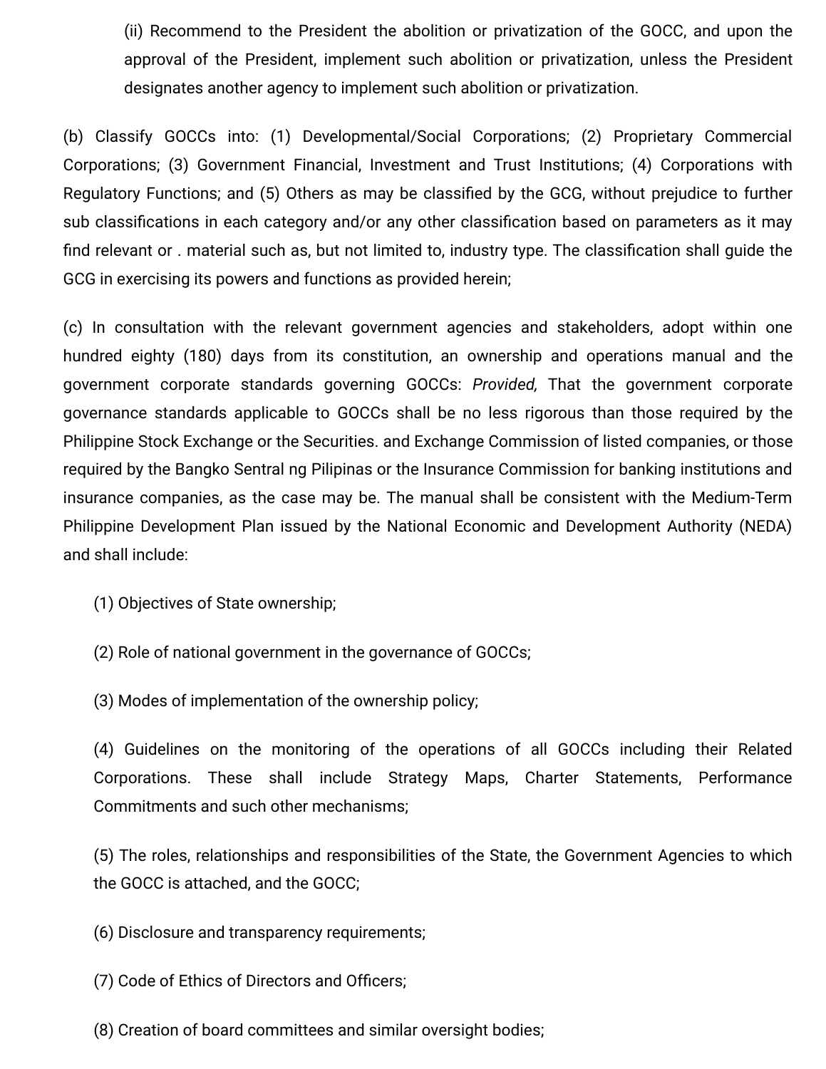(ii) Recommend to the President the abolition or privatization of the GOCC, and upon the approval of the President, implement such abolition or privatization, unless the President designates another agency to implement such abolition or privatization.

(b) Classify GOCCs into: (1) Developmental/Social Corporations; (2) Proprietary Commercial Corporations; (3) Government Financial, Investment and Trust Institutions; (4) Corporations with Regulatory Functions; and (5) Others as may be classified by the GCG, without prejudice to further sub classifications in each category and/or any other classification based on parameters as it may find relevant or . material such as, but not limited to, industry type. The classification shall guide the GCG in exercising its powers and functions as provided herein;

(c) In consultation with the relevant government agencies and stakeholders, adopt within one hundred eighty (180) days from its constitution, an ownership and operations manual and the government corporate standards governing GOCCs: *Provided,* That the government corporate governance standards applicable to GOCCs shall be no less rigorous than those required by the Philippine Stock Exchange or the Securities. and Exchange Commission of listed companies, or those required by the Bangko Sentral ng Pilipinas or the Insurance Commission for banking institutions and insurance companies, as the case may be. The manual shall be consistent with the Medium-Term Philippine Development Plan issued by the National Economic and Development Authority (NEDA) and shall include:

(1) Objectives of State ownership;

(2) Role of national government in the governance of GOCCs;

(3) Modes of implementation of the ownership policy;

(4) Guidelines on the monitoring of the operations of all GOCCs including their Related Corporations. These shall include Strategy Maps, Charter Statements, Performance Commitments and such other mechanisms;

(5) The roles, relationships and responsibilities of the State, the Government Agencies to which the GOCC is attached, and the GOCC;

(6) Disclosure and transparency requirements;

(7) Code of Ethics of Directors and Officers;

(8) Creation of board committees and similar oversight bodies;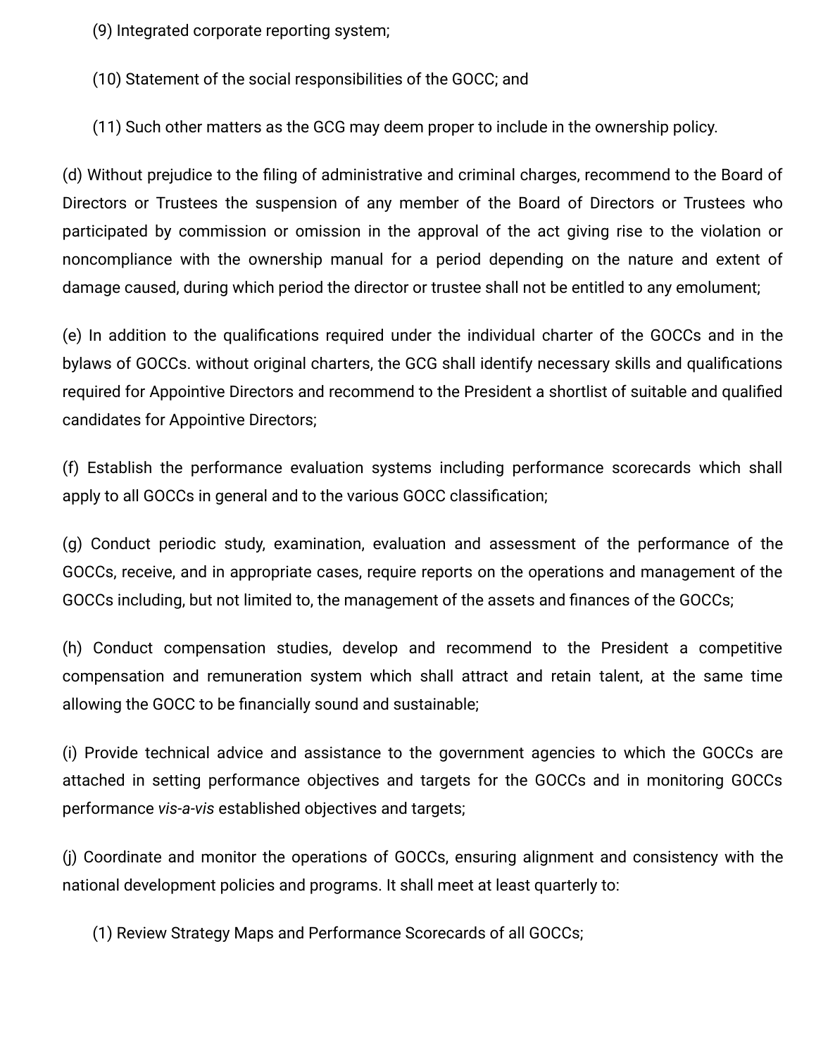(9) Integrated corporate reporting system;

(10) Statement of the social responsibilities of the GOCC; and

(11) Such other matters as the GCG may deem proper to include in the ownership policy.

(d) Without prejudice to the filing of administrative and criminal charges, recommend to the Board of Directors or Trustees the suspension of any member of the Board of Directors or Trustees who participated by commission or omission in the approval of the act giving rise to the violation or noncompliance with the ownership manual for a period depending on the nature and extent of damage caused, during which period the director or trustee shall not be entitled to any emolument;

(e) In addition to the qualifications required under the individual charter of the GOCCs and in the bylaws of GOCCs. without original charters, the GCG shall identify necessary skills and qualifications required for Appointive Directors and recommend to the President a shortlist of suitable and qualified candidates for Appointive Directors;

(f) Establish the performance evaluation systems including performance scorecards which shall apply to all GOCCs in general and to the various GOCC classification;

(g) Conduct periodic study, examination, evaluation and assessment of the performance of the GOCCs, receive, and in appropriate cases, require reports on the operations and management of the GOCCs including, but not limited to, the management of the assets and finances of the GOCCs;

(h) Conduct compensation studies, develop and recommend to the President a competitive compensation and remuneration system which shall attract and retain talent, at the same time allowing the GOCC to be financially sound and sustainable;

(i) Provide technical advice and assistance to the government agencies to which the GOCCs are attached in setting performance objectives and targets for the GOCCs and in monitoring GOCCs performance *vis-a-vis* established objectives and targets;

(j) Coordinate and monitor the operations of GOCCs, ensuring alignment and consistency with the national development policies and programs. It shall meet at least quarterly to:

(1) Review Strategy Maps and Performance Scorecards of all GOCCs;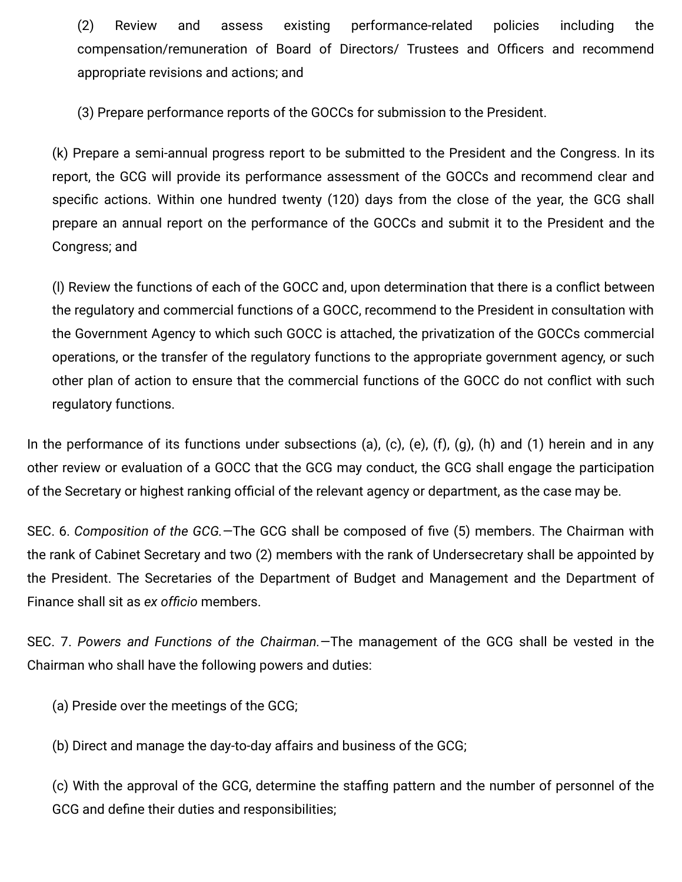(2) Review and assess existing performance-related policies including the compensation/remuneration of Board of Directors/ Trustees and Officers and recommend appropriate revisions and actions; and

(3) Prepare performance reports of the GOCCs for submission to the President.

(k) Prepare a semi-annual progress report to be submitted to the President and the Congress. In its report, the GCG will provide its performance assessment of the GOCCs and recommend clear and specific actions. Within one hundred twenty (120) days from the close of the year, the GCG shall prepare an annual report on the performance of the GOCCs and submit it to the President and the Congress; and

(l) Review the functions of each of the GOCC and, upon determination that there is a conflict between the regulatory and commercial functions of a GOCC, recommend to the President in consultation with the Government Agency to which such GOCC is attached, the privatization of the GOCCs commercial operations, or the transfer of the regulatory functions to the appropriate government agency, or such other plan of action to ensure that the commercial functions of the GOCC do not conflict with such regulatory functions.

In the performance of its functions under subsections (a), (c), (e), (f), (g), (h) and (1) herein and in any other review or evaluation of a GOCC that the GCG may conduct, the GCG shall engage the participation of the Secretary or highest ranking official of the relevant agency or department, as the case may be.

SEC. 6. *Composition of the GCG.*—The GCG shall be composed of five (5) members. The Chairman with the rank of Cabinet Secretary and two (2) members with the rank of Undersecretary shall be appointed by the President. The Secretaries of the Department of Budget and Management and the Department of Finance shall sit as *ex officio* members.

SEC. 7. *Powers and Functions of the Chairman.*—The management of the GCG shall be vested in the Chairman who shall have the following powers and duties:

(a) Preside over the meetings of the GCG;

(b) Direct and manage the day-to-day affairs and business of the GCG;

(c) With the approval of the GCG, determine the staffing pattern and the number of personnel of the GCG and define their duties and responsibilities;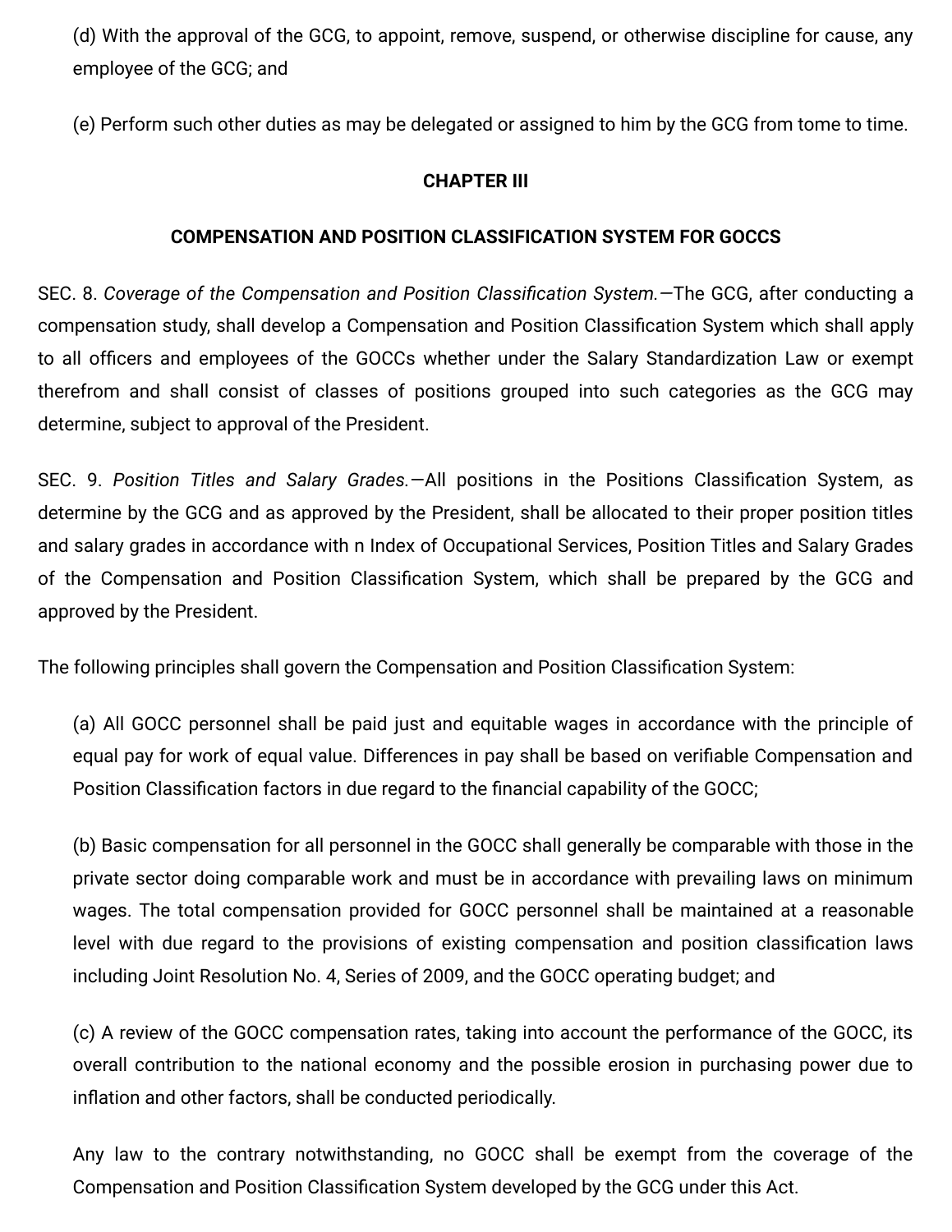(d) With the approval of the GCG, to appoint, remove, suspend, or otherwise discipline for cause, any employee of the GCG; and

(e) Perform such other duties as may be delegated or assigned to him by the GCG from tome to time.

## CHAPTER III

## COMPENSATION AND POSITION CLASSIFICATION SYSTEM FOR GOCCS

SEC. 8. *Coverage of the Compensation and Position Classification System.*—The GCG, after conducting a compensation study, shall develop a Compensation and Position Classification System which shall apply to all officers and employees of the GOCCs whether under the Salary Standardization Law or exempt therefrom and shall consist of classes of positions grouped into such categories as the GCG may determine, subject to approval of the President.

SEC. 9. *Position Titles and Salary Grades.*—All positions in the Positions Classification System, as determine by the GCG and as approved by the President, shall be allocated to their proper position titles and salary grades in accordance with n Index of Occupational Services, Position Titles and Salary Grades of the Compensation and Position Classification System, which shall be prepared by the GCG and approved by the President.

The following principles shall govern the Compensation and Position Classification System:

(a) All GOCC personnel shall be paid just and equitable wages in accordance with the principle of equal pay for work of equal value. Differences in pay shall be based on verifiable Compensation and Position Classification factors in due regard to the financial capability of the GOCC;

(b) Basic compensation for all personnel in the GOCC shall generally be comparable with those in the private sector doing comparable work and must be in accordance with prevailing laws on minimum wages. The total compensation provided for GOCC personnel shall be maintained at a reasonable level with due regard to the provisions of existing compensation and position classification laws including Joint Resolution No. 4, Series of 2009, and the GOCC operating budget; and

(c) A review of the GOCC compensation rates, taking into account the performance of the GOCC, its overall contribution to the national economy and the possible erosion in purchasing power due to inflation and other factors, shall be conducted periodically.

Any law to the contrary notwithstanding, no GOCC shall be exempt from the coverage of the Compensation and Position Classification System developed by the GCG under this Act.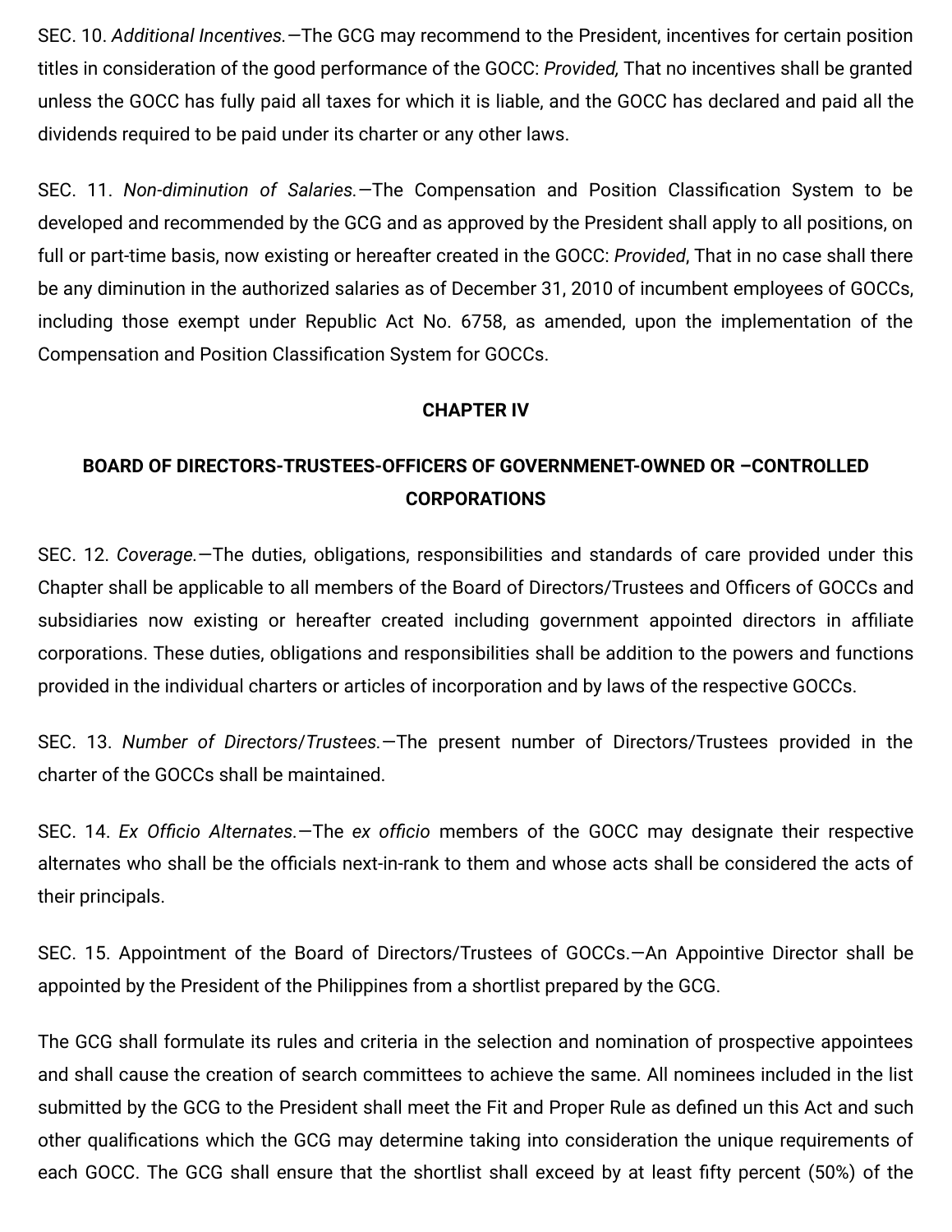SEC. 10. *Additional Incentives.*—The GCG may recommend to the President, incentives for certain position titles in consideration of the good performance of the GOCC: *Provided,* That no incentives shall be granted unless the GOCC has fully paid all taxes for which it is liable, and the GOCC has declared and paid all the dividends required to be paid under its charter or any other laws.

SEC. 11. *Non-diminution of Salaries.*—The Compensation and Position Classification System to be developed and recommended by the GCG and as approved by the President shall apply to all positions, on full or part-time basis, now existing or hereafter created in the GOCC: *Provided*, That in no case shall there be any diminution in the authorized salaries as of December 31, 2010 of incumbent employees of GOCCs, including those exempt under Republic Act No. 6758, as amended, upon the implementation of the Compensation and Position Classification System for GOCCs.

## CHAPTER IV

## BOARD OF DIRECTORS-TRUSTEES-OFFICERS OF GOVERNMENET-OWNED OR –CONTROLLED CORPORATIONS

SEC. 12. *Coverage.*—The duties, obligations, responsibilities and standards of care provided under this Chapter shall be applicable to all members of the Board of Directors/Trustees and Officers of GOCCs and subsidiaries now existing or hereafter created including government appointed directors in affiliate corporations. These duties, obligations and responsibilities shall be addition to the powers and functions provided in the individual charters or articles of incorporation and by laws of the respective GOCCs.

SEC. 13. *Number of Directors/Trustees.*—The present number of Directors/Trustees provided in the charter of the GOCCs shall be maintained.

SEC. 14. *Ex Officio Alternates.*—The *ex officio* members of the GOCC may designate their respective alternates who shall be the officials next-in-rank to them and whose acts shall be considered the acts of their principals.

SEC. 15. Appointment of the Board of Directors/Trustees of GOCCs.—An Appointive Director shall be appointed by the President of the Philippines from a shortlist prepared by the GCG.

The GCG shall formulate its rules and criteria in the selection and nomination of prospective appointees and shall cause the creation of search committees to achieve the same. All nominees included in the list submitted by the GCG to the President shall meet the Fit and Proper Rule as defined un this Act and such other qualifications which the GCG may determine taking into consideration the unique requirements of each GOCC. The GCG shall ensure that the shortlist shall exceed by at least fifty percent (50%) of the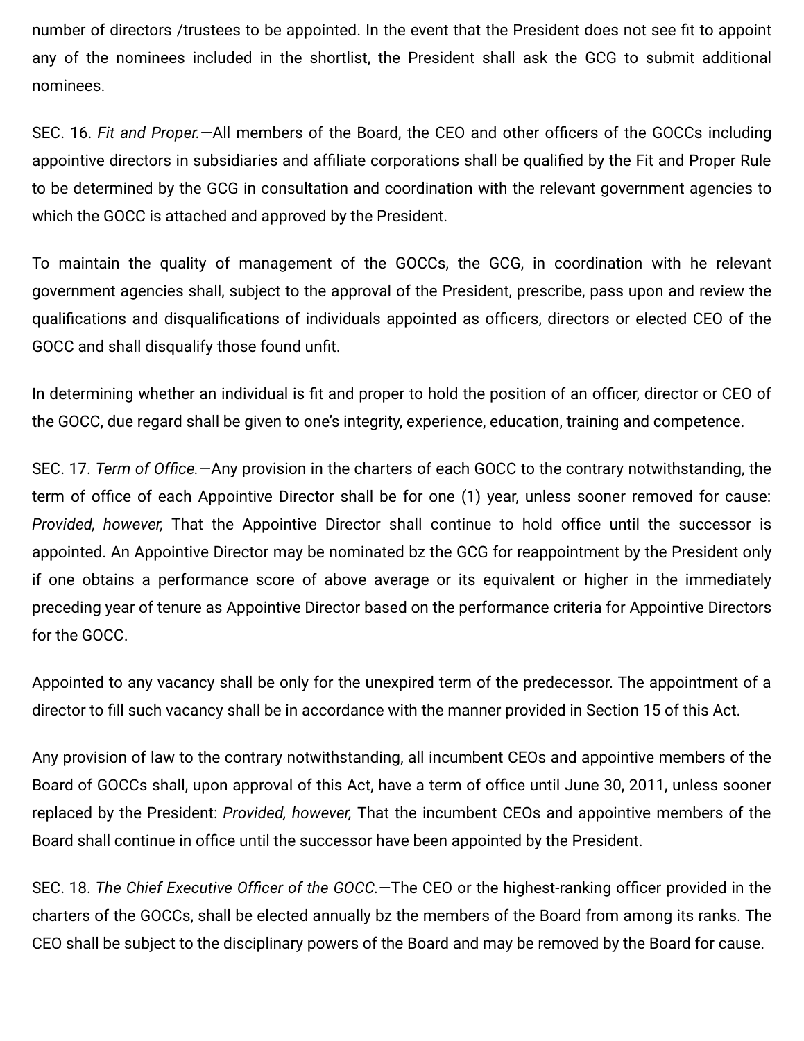number of directors /trustees to be appointed. In the event that the President does not see fit to appoint any of the nominees included in the shortlist, the President shall ask the GCG to submit additional nominees.

SEC. 16. *Fit and Proper.*—All members of the Board, the CEO and other officers of the GOCCs including appointive directors in subsidiaries and affiliate corporations shall be qualified by the Fit and Proper Rule to be determined by the GCG in consultation and coordination with the relevant government agencies to which the GOCC is attached and approved by the President.

To maintain the quality of management of the GOCCs, the GCG, in coordination with he relevant government agencies shall, subject to the approval of the President, prescribe, pass upon and review the qualifications and disqualifications of individuals appointed as officers, directors or elected CEO of the GOCC and shall disqualify those found unfit.

In determining whether an individual is fit and proper to hold the position of an officer, director or CEO of the GOCC, due regard shall be given to one's integrity, experience, education, training and competence.

SEC. 17. *Term of Office.*—Any provision in the charters of each GOCC to the contrary notwithstanding, the term of office of each Appointive Director shall be for one (1) year, unless sooner removed for cause: *Provided, however,* That the Appointive Director shall continue to hold office until the successor is appointed. An Appointive Director may be nominated bz the GCG for reappointment by the President only if one obtains a performance score of above average or its equivalent or higher in the immediately preceding year of tenure as Appointive Director based on the performance criteria for Appointive Directors for the GOCC.

Appointed to any vacancy shall be only for the unexpired term of the predecessor. The appointment of a director to fill such vacancy shall be in accordance with the manner provided in Section 15 of this Act.

Any provision of law to the contrary notwithstanding, all incumbent CEOs and appointive members of the Board of GOCCs shall, upon approval of this Act, have a term of office until June 30, 2011, unless sooner replaced by the President: *Provided, however,* That the incumbent CEOs and appointive members of the Board shall continue in office until the successor have been appointed by the President.

SEC. 18. *The Chief Executive Officer of the GOCC.*—The CEO or the highest-ranking officer provided in the charters of the GOCCs, shall be elected annually bz the members of the Board from among its ranks. The CEO shall be subject to the disciplinary powers of the Board and may be removed by the Board for cause.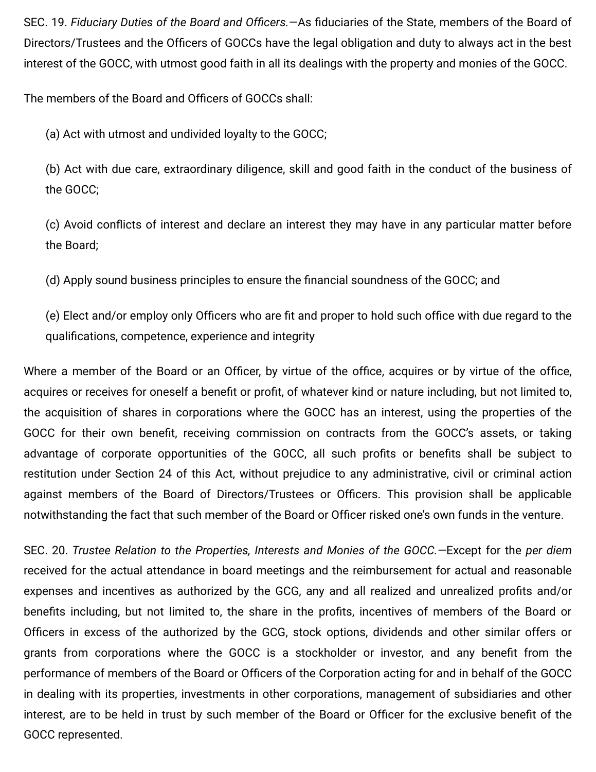SEC. 19. *Fiduciary Duties of the Board and Officers.*—As fiduciaries of the State, members of the Board of Directors/Trustees and the Officers of GOCCs have the legal obligation and duty to always act in the best interest of the GOCC, with utmost good faith in all its dealings with the property and monies of the GOCC.

The members of the Board and Officers of GOCCs shall:

(a) Act with utmost and undivided loyalty to the GOCC;

(b) Act with due care, extraordinary diligence, skill and good faith in the conduct of the business of the GOCC;

(c) Avoid conflicts of interest and declare an interest they may have in any particular matter before the Board;

(d) Apply sound business principles to ensure the financial soundness of the GOCC; and

(e) Elect and/or employ only Officers who are fit and proper to hold such office with due regard to the qualifications, competence, experience and integrity

Where a member of the Board or an Officer, by virtue of the office, acquires or by virtue of the office, acquires or receives for oneself a benefit or profit, of whatever kind or nature including, but not limited to, the acquisition of shares in corporations where the GOCC has an interest, using the properties of the GOCC for their own benefit, receiving commission on contracts from the GOCC's assets, or taking advantage of corporate opportunities of the GOCC, all such profits or benefits shall be subject to restitution under Section 24 of this Act, without prejudice to any administrative, civil or criminal action against members of the Board of Directors/Trustees or Officers. This provision shall be applicable notwithstanding the fact that such member of the Board or Officer risked one's own funds in the venture.

SEC. 20. *Trustee Relation to the Properties, Interests and Monies of the GOCC.*—Except for the *per diem* received for the actual attendance in board meetings and the reimbursement for actual and reasonable expenses and incentives as authorized by the GCG, any and all realized and unrealized profits and/or benefits including, but not limited to, the share in the profits, incentives of members of the Board or Officers in excess of the authorized by the GCG, stock options, dividends and other similar offers or grants from corporations where the GOCC is a stockholder or investor, and any benefit from the performance of members of the Board or Officers of the Corporation acting for and in behalf of the GOCC in dealing with its properties, investments in other corporations, management of subsidiaries and other interest, are to be held in trust by such member of the Board or Officer for the exclusive benefit of the GOCC represented.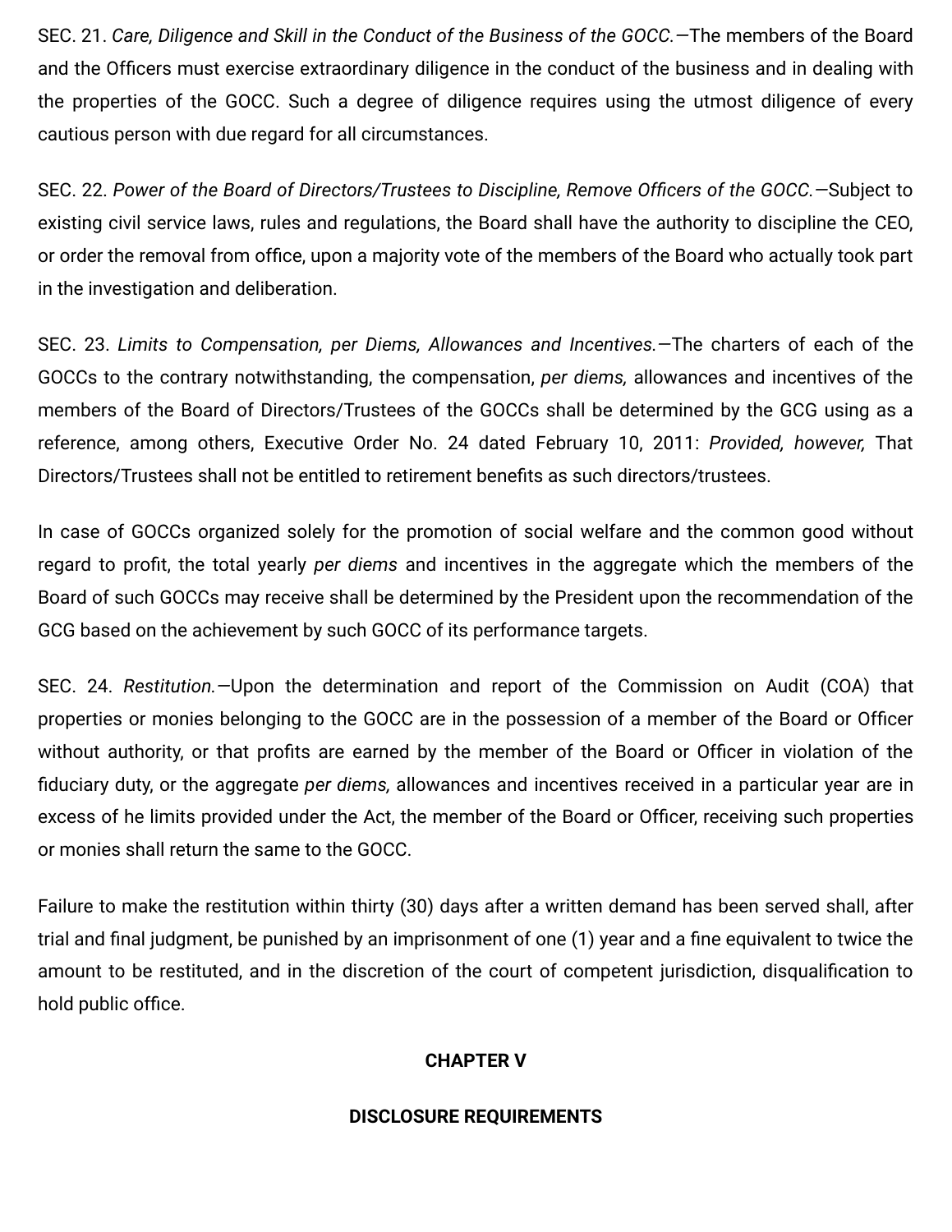SEC. 21. *Care, Diligence and Skill in the Conduct of the Business of the GOCC.*—The members of the Board and the Officers must exercise extraordinary diligence in the conduct of the business and in dealing with the properties of the GOCC. Such a degree of diligence requires using the utmost diligence of every cautious person with due regard for all circumstances.

SEC. 22. *Power of the Board of Directors/Trustees to Discipline, Remove Officers of the GOCC.*—Subject to existing civil service laws, rules and regulations, the Board shall have the authority to discipline the CEO, or order the removal from office, upon a majority vote of the members of the Board who actually took part in the investigation and deliberation.

SEC. 23. *Limits to Compensation, per Diems, Allowances and Incentives.*—The charters of each of the GOCCs to the contrary notwithstanding, the compensation, *per diems,* allowances and incentives of the members of the Board of Directors/Trustees of the GOCCs shall be determined by the GCG using as a reference, among others, Executive Order No. 24 dated February 10, 2011: *Provided, however,* That Directors/Trustees shall not be entitled to retirement benefits as such directors/trustees.

In case of GOCCs organized solely for the promotion of social welfare and the common good without regard to profit, the total yearly *per diems* and incentives in the aggregate which the members of the Board of such GOCCs may receive shall be determined by the President upon the recommendation of the GCG based on the achievement by such GOCC of its performance targets.

SEC. 24. *Restitution.*—Upon the determination and report of the Commission on Audit (COA) that properties or monies belonging to the GOCC are in the possession of a member of the Board or Officer without authority, or that profits are earned by the member of the Board or Officer in violation of the fiduciary duty, or the aggregate *per diems,* allowances and incentives received in a particular year are in excess of he limits provided under the Act, the member of the Board or Officer, receiving such properties or monies shall return the same to the GOCC.

Failure to make the restitution within thirty (30) days after a written demand has been served shall, after trial and final judgment, be punished by an imprisonment of one (1) year and a fine equivalent to twice the amount to be restituted, and in the discretion of the court of competent jurisdiction, disqualification to hold public office.

## CHAPTER V

## DISCLOSURE REQUIREMENTS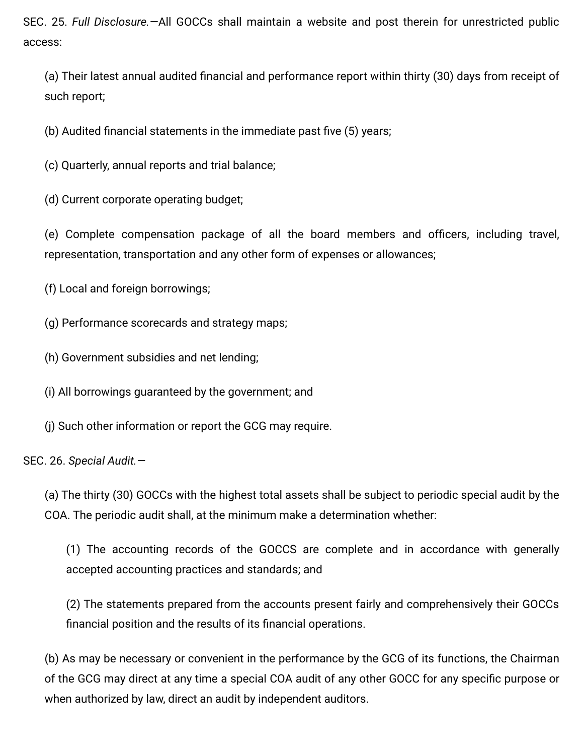SEC. 25. *Full Disclosure.*—All GOCCs shall maintain a website and post therein for unrestricted public access:

(a) Their latest annual audited financial and performance report within thirty (30) days from receipt of such report;

(b) Audited financial statements in the immediate past five (5) years;

(c) Quarterly, annual reports and trial balance;

(d) Current corporate operating budget;

(e) Complete compensation package of all the board members and officers, including travel, representation, transportation and any other form of expenses or allowances;

(f) Local and foreign borrowings;

(g) Performance scorecards and strategy maps;

(h) Government subsidies and net lending;

(i) All borrowings guaranteed by the government; and

(j) Such other information or report the GCG may require.

SEC. 26. *Special Audit.*—

(a) The thirty (30) GOCCs with the highest total assets shall be subject to periodic special audit by the COA. The periodic audit shall, at the minimum make a determination whether:

(1) The accounting records of the GOCCS are complete and in accordance with generally accepted accounting practices and standards; and

(2) The statements prepared from the accounts present fairly and comprehensively their GOCCs financial position and the results of its financial operations.

(b) As may be necessary or convenient in the performance by the GCG of its functions, the Chairman of the GCG may direct at any time a special COA audit of any other GOCC for any specific purpose or when authorized by law, direct an audit by independent auditors.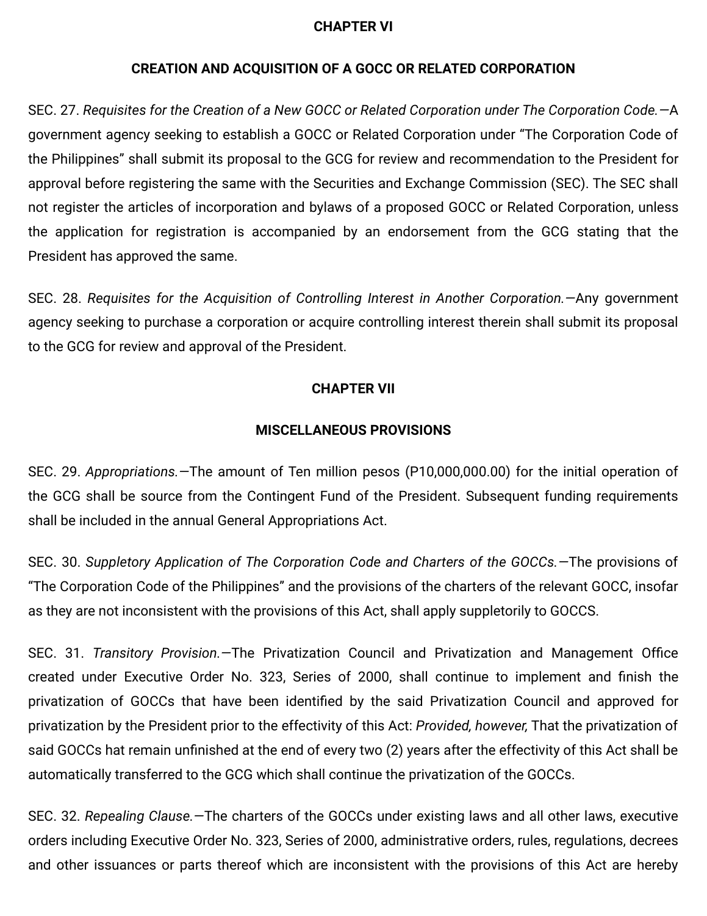## CHAPTER VI

## CREATION AND ACQUISITION OF A GOCC OR RELATED CORPORATION

SEC. 27. *Requisites for the Creation of a New GOCC or Related Corporation under The Corporation Code.*—A government agency seeking to establish a GOCC or Related Corporation under "The Corporation Code of the Philippines" shall submit its proposal to the GCG for review and recommendation to the President for approval before registering the same with the Securities and Exchange Commission (SEC). The SEC shall not register the articles of incorporation and bylaws of a proposed GOCC or Related Corporation, unless the application for registration is accompanied by an endorsement from the GCG stating that the President has approved the same.

SEC. 28. *Requisites for the Acquisition of Controlling Interest in Another Corporation.*—Any government agency seeking to purchase a corporation or acquire controlling interest therein shall submit its proposal to the GCG for review and approval of the President.

## CHAPTER VII

## MISCELLANEOUS PROVISIONS

SEC. 29. *Appropriations.*—The amount of Ten million pesos (P10,000,000.00) for the initial operation of the GCG shall be source from the Contingent Fund of the President. Subsequent funding requirements shall be included in the annual General Appropriations Act.

SEC. 30. *Suppletory Application of The Corporation Code and Charters of the GOCCs.*—The provisions of "The Corporation Code of the Philippines" and the provisions of the charters of the relevant GOCC, insofar as they are not inconsistent with the provisions of this Act, shall apply suppletorily to GOCCS.

SEC. 31. *Transitory Provision.*—The Privatization Council and Privatization and Management Office created under Executive Order No. 323, Series of 2000, shall continue to implement and finish the privatization of GOCCs that have been identified by the said Privatization Council and approved for privatization by the President prior to the effectivity of this Act: *Provided, however,* That the privatization of said GOCCs hat remain unfinished at the end of every two (2) years after the effectivity of this Act shall be automatically transferred to the GCG which shall continue the privatization of the GOCCs.

SEC. 32. *Repealing Clause.*—The charters of the GOCCs under existing laws and all other laws, executive orders including Executive Order No. 323, Series of 2000, administrative orders, rules, regulations, decrees and other issuances or parts thereof which are inconsistent with the provisions of this Act are hereby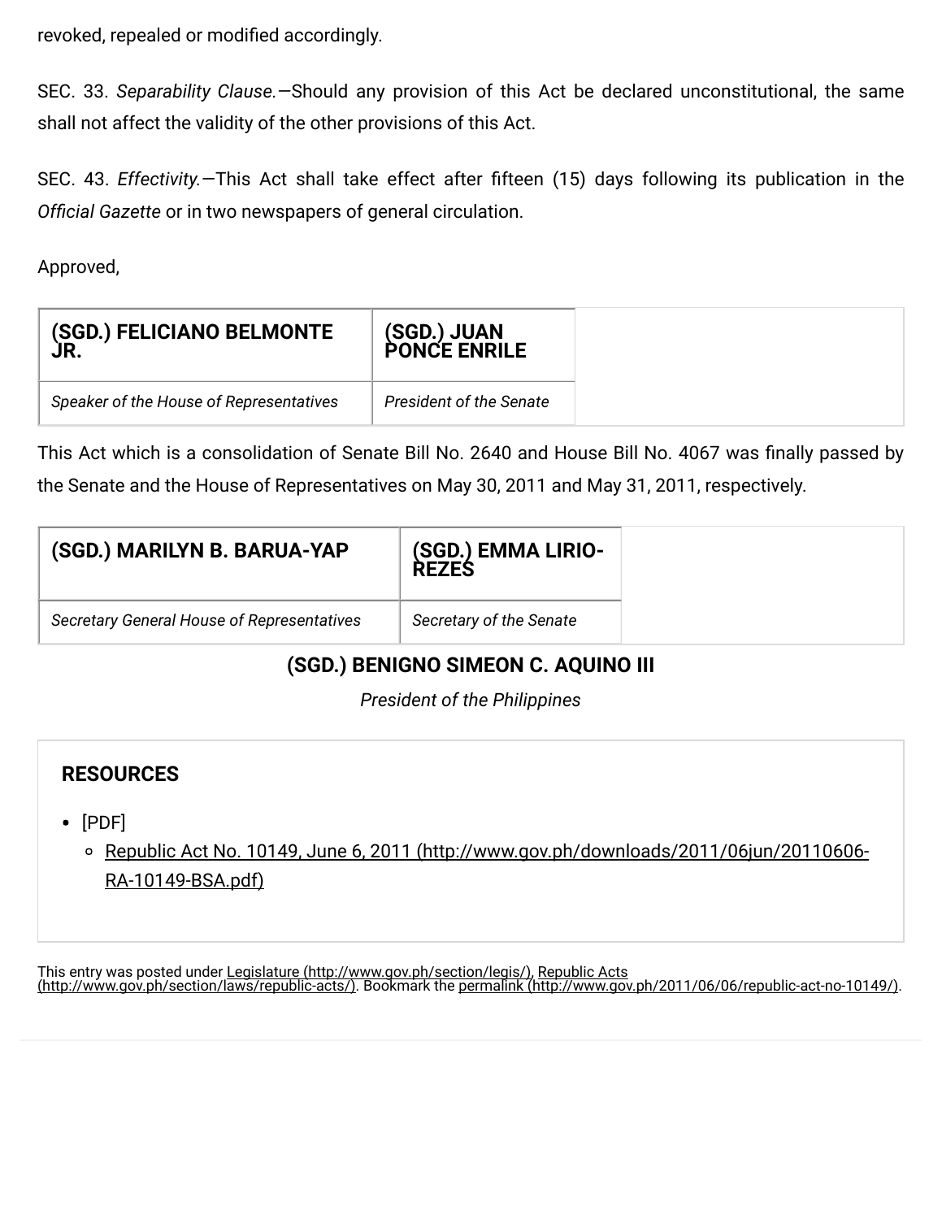revoked, repealed or modified accordingly.

SEC. 33. *Separability Clause.*—Should any provision of this Act be declared unconstitutional, the same shall not affect the validity of the other provisions of this Act.

SEC. 43. *Effectivity.*—This Act shall take effect after fifteen (15) days following its publication in the *Official Gazette* or in two newspapers of general circulation.

Approved,

| **(SGD.) FELICIANO BELMONTE JR.** | **(SGD.) JUAN PONCE ENRILE** | |
|---|---|---|
| *Speaker of the House of Representatives* | *President of the Senate* | |

This Act which is a consolidation of Senate Bill No. 2640 and House Bill No. 4067 was finally passed by the Senate and the House of Representatives on May 30, 2011 and May 31, 2011, respectively.

| **(SGD.) MARILYN B. BARUA-YAP** | **(SGD.) EMMA LIRIO-REZES** | |
|---|---|---|
| *Secretary General House of Representatives* | *Secretary of the Senate* | |

**(SGD.) BENIGNO SIMEON C. AQUINO III**

*President of the Philippines*

**RESOURCES**

- [PDF]
  - Republic Act No. 10149, June 6, 2011 (http://www.gov.ph/downloads/2011/06jun/20110606-RA-10149-BSA.pdf)

This entry was posted under Legislature (http://www.gov.ph/section/legis/), Republic Acts (http://www.gov.ph/section/laws/republic-acts/). Bookmark the permalink (http://www.gov.ph/2011/06/06/republic-act-no-10149/).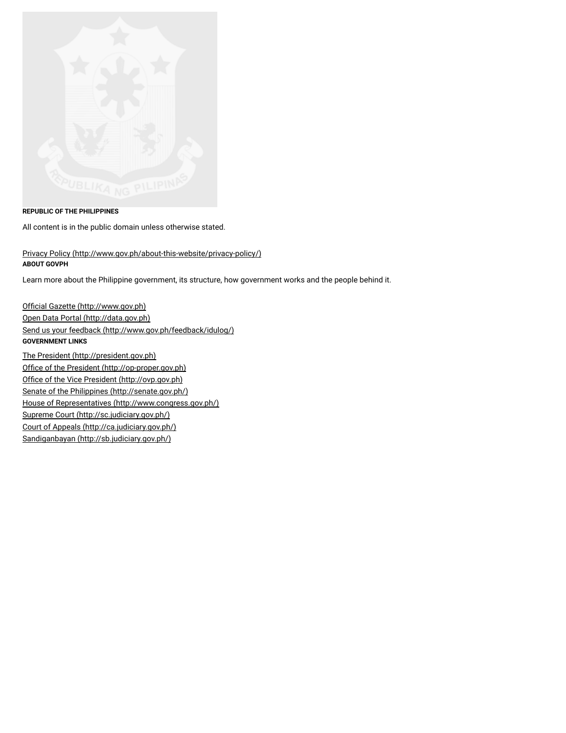**REPUBLIC OF THE PHILIPPINES**

All content is in the public domain unless otherwise stated.

Privacy Policy (http://www.gov.ph/about-this-website/privacy-policy/)

**ABOUT GOVPH**

Learn more about the Philippine government, its structure, how government works and the people behind it.

Official Gazette (http://www.gov.ph)
Open Data Portal (http://data.gov.ph)
Send us your feedback (http://www.gov.ph/feedback/idulog/)

**GOVERNMENT LINKS**

The President (http://president.gov.ph)
Office of the President (http://op-proper.gov.ph)
Office of the Vice President (http://ovp.gov.ph)
Senate of the Philippines (http://senate.gov.ph/)
House of Representatives (http://www.congress.gov.ph/)
Supreme Court (http://sc.judiciary.gov.ph/)
Court of Appeals (http://ca.judiciary.gov.ph/)
Sandiganbayan (http://sb.judiciary.gov.ph/)